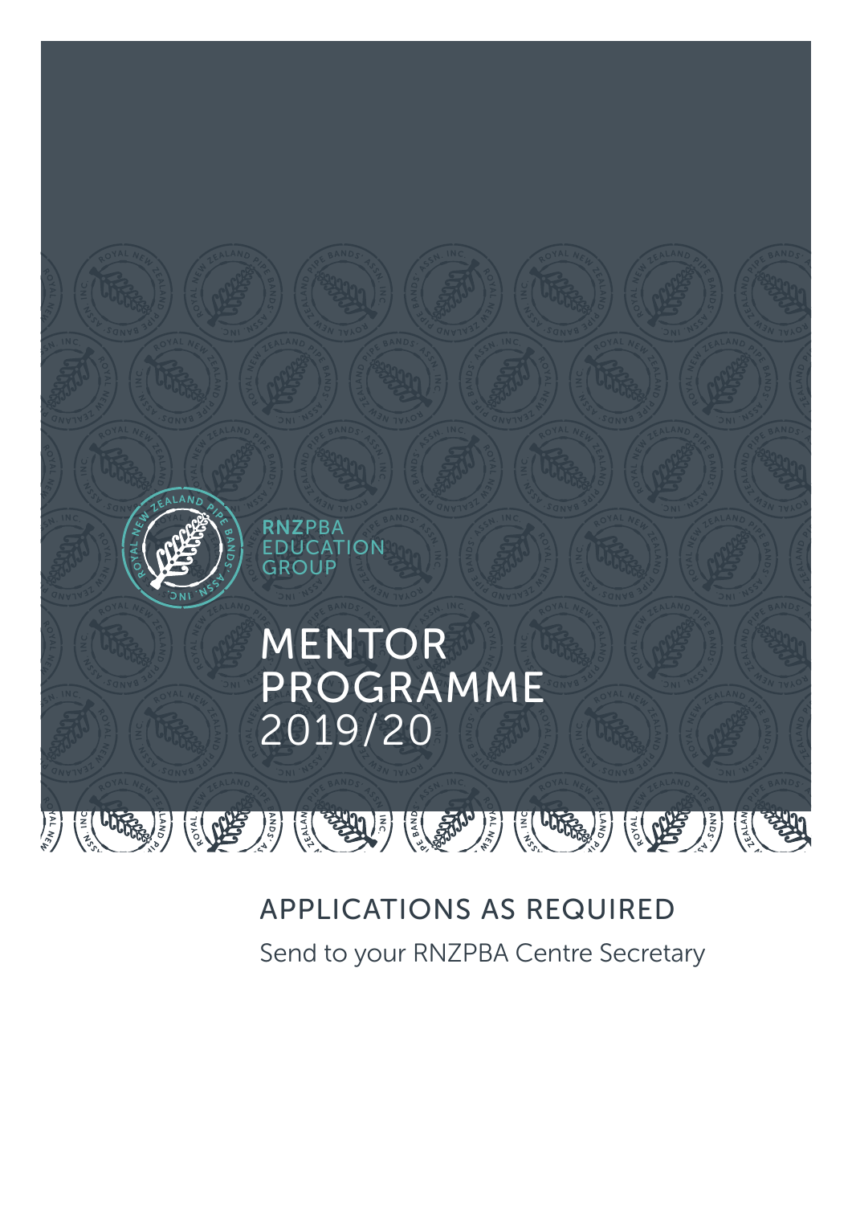RNZPBA EDUCATION GROUP

# MENTOR PROGRAMME 2019/20

## APPLICATIONS AS REQUIRED

Send to your RNZPBA Centre Secretary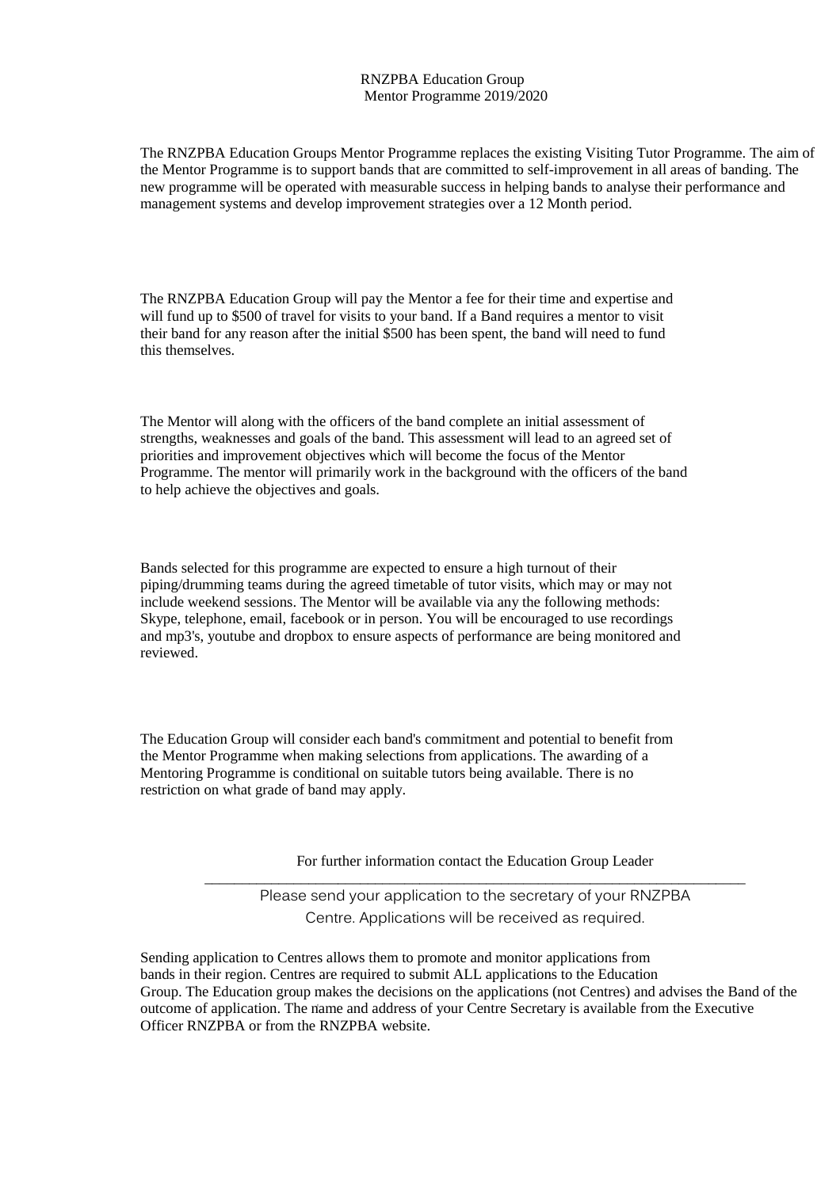# RNZPBA Education Group
## Mentor Programme 2019/2020

The RNZPBA Education Groups Mentor Programme replaces the existing Visiting Tutor Programme. The aim of the Mentor Programme is to support bands that are committed to self-improvement in all areas of banding. The new programme will be operated with measurable success in helping bands to analyse their performance and management systems and develop improvement strategies over a 12 Month period.

The RNZPBA Education Group will pay the Mentor a fee for their time and expertise and will fund up to $500 of travel for visits to your band. If a Band requires a mentor to visit their band for any reason after the initial $500 has been spent, the band will need to fund this themselves.

The Mentor will along with the officers of the band complete an initial assessment of strengths, weaknesses and goals of the band. This assessment will lead to an agreed set of priorities and improvement objectives which will become the focus of the Mentor Programme. The mentor will primarily work in the background with the officers of the band to help achieve the objectives and goals.

Bands selected for this programme are expected to ensure a high turnout of their piping/drumming teams during the agreed timetable of tutor visits, which may or may not include weekend sessions. The Mentor will be available via any the following methods: Skype, telephone, email, facebook or in person. You will be encouraged to use recordings and mp3's, youtube and dropbox to ensure aspects of performance are being monitored and reviewed.

The Education Group will consider each band's commitment and potential to benefit from the Mentor Programme when making selections from applications. The awarding of a Mentoring Programme is conditional on suitable tutors being available. There is no restriction on what grade of band may apply.

For further information contact the Education Group Leader

---

Please send your application to the secretary of your RNZPBA Centre. Applications will be received as required.

Sending application to Centres allows them to promote and monitor applications from bands in their region. Centres are required to submit ALL applications to the Education Group. The Education group makes the decisions on the applications (not Centres) and advises the Band of the outcome of application. The name and address of your Centre Secretary is available from the Executive Officer RNZPBA or from the RNZPBA website.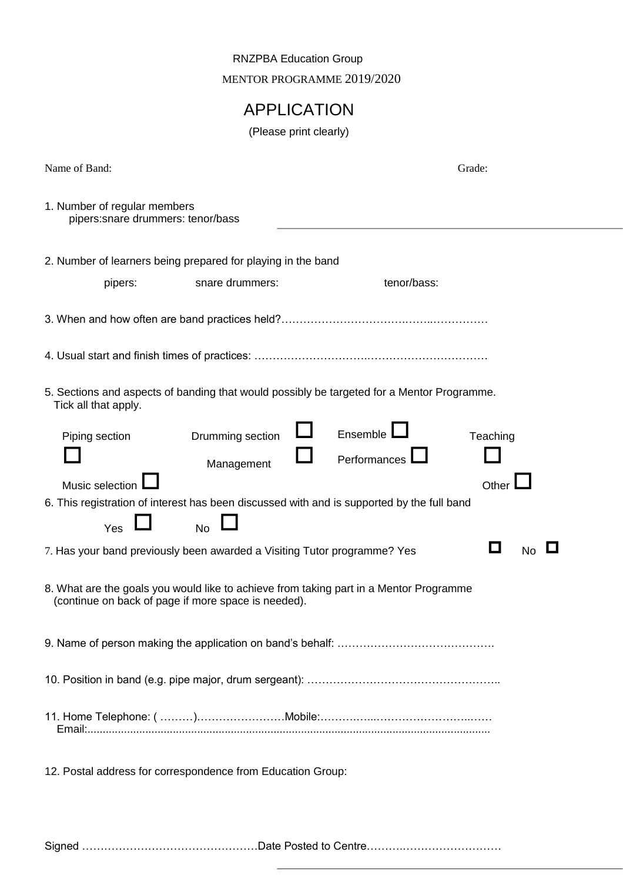RNZPBA Education Group

MENTOR PROGRAMME 2019/2020

# APPLICATION

(Please print clearly)

Name of Band: Grade:

1. Number of regular members
   pipers:snare drummers: tenor/bass

2. Number of learners being prepared for playing in the band

   pipers: snare drummers: tenor/bass:

3. When and how often are band practices held?………………………………….……..……………

4. Usual start and finish times of practices: ………………………….……………………………

5. Sections and aspects of banding that would possibly be targeted for a Mentor Programme.
   Tick all that apply.

   Piping section ☐ Drumming section ☐ Ensemble ☐ Teaching ☐
   Management ☐ Performances ☐
   Music selection ☐ Other ☐

6. This registration of interest has been discussed with and is supported by the full band

   Yes ☐ No ☐

7. Has your band previously been awarded a Visiting Tutor programme? Yes ☐ No ☐

8. What are the goals you would like to achieve from taking part in a Mentor Programme
   (continue on back of page if more space is needed).

9. Name of person making the application on band's behalf: …………………………………….

10. Position in band (e.g. pipe major, drum sergeant): ……………………………………………..

11. Home Telephone: ( ………)……………………Mobile:………..…...………………….....……
    Email:....................................................................................................................................

12. Postal address for correspondence from Education Group:

Signed …………………………………………Date Posted to Centre.…….….……………………